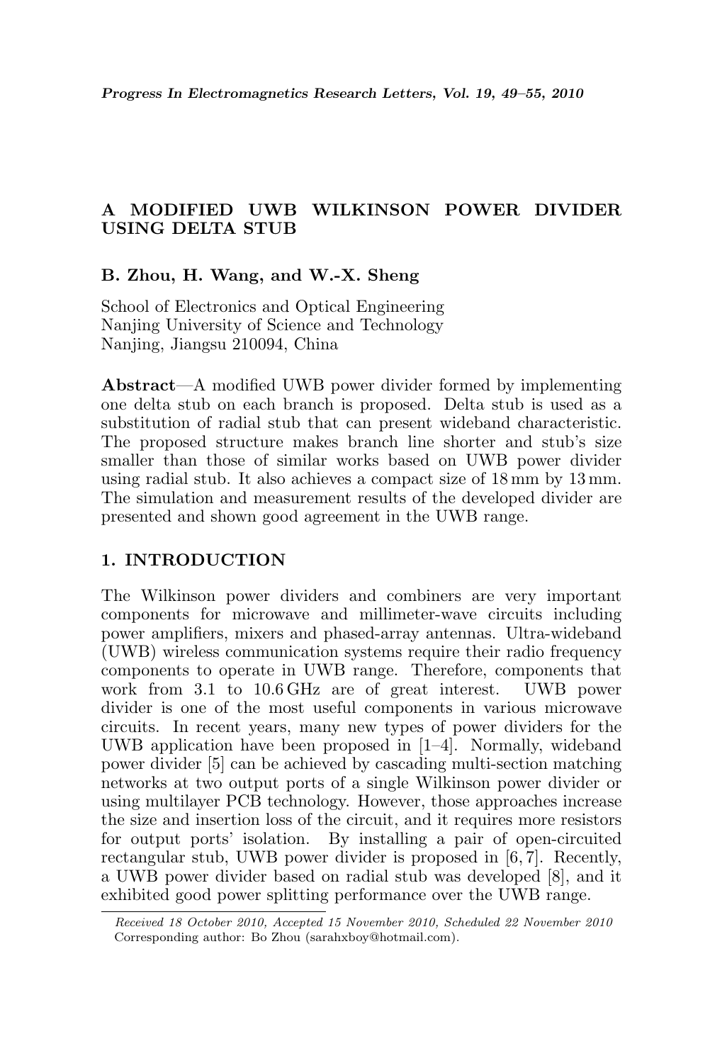# A MODIFIED UWB WILKINSON POWER DIVIDER USING DELTA STUB

**B. Zhou, H. Wang, and W.-X. Sheng**

School of Electronics and Optical Engineering
Nanjing University of Science and Technology
Nanjing, Jiangsu 210094, China

**Abstract**—A modified UWB power divider formed by implementing one delta stub on each branch is proposed. Delta stub is used as a substitution of radial stub that can present wideband characteristic. The proposed structure makes branch line shorter and stub's size smaller than those of similar works based on UWB power divider using radial stub. It also achieves a compact size of 18 mm by 13 mm. The simulation and measurement results of the developed divider are presented and shown good agreement in the UWB range.

## 1. INTRODUCTION

The Wilkinson power dividers and combiners are very important components for microwave and millimeter-wave circuits including power amplifiers, mixers and phased-array antennas. Ultra-wideband (UWB) wireless communication systems require their radio frequency components to operate in UWB range. Therefore, components that work from 3.1 to 10.6 GHz are of great interest. UWB power divider is one of the most useful components in various microwave circuits. In recent years, many new types of power dividers for the UWB application have been proposed in [1–4]. Normally, wideband power divider [5] can be achieved by cascading multi-section matching networks at two output ports of a single Wilkinson power divider or using multilayer PCB technology. However, those approaches increase the size and insertion loss of the circuit, and it requires more resistors for output ports' isolation. By installing a pair of open-circuited rectangular stub, UWB power divider is proposed in [6, 7]. Recently, a UWB power divider based on radial stub was developed [8], and it exhibited good power splitting performance over the UWB range.

*Received 18 October 2010, Accepted 15 November 2010, Scheduled 22 November 2010*
Corresponding author: Bo Zhou (sarahxboy@hotmail.com).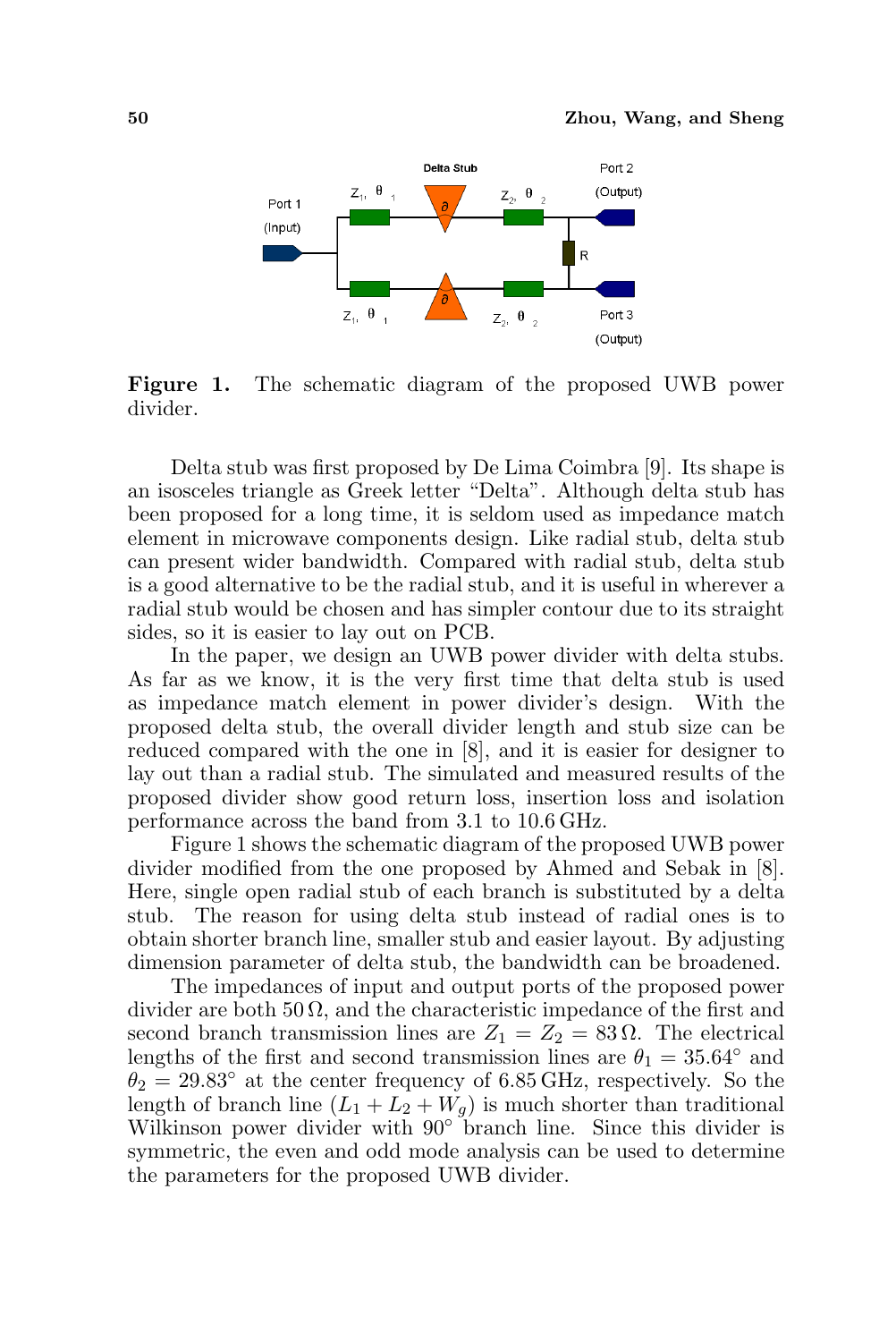**Figure 1.** The schematic diagram of the proposed UWB power divider.

Delta stub was first proposed by De Lima Coimbra [9]. Its shape is an isosceles triangle as Greek letter "Delta". Although delta stub has been proposed for a long time, it is seldom used as impedance match element in microwave components design. Like radial stub, delta stub can present wider bandwidth. Compared with radial stub, delta stub is a good alternative to be the radial stub, and it is useful in wherever a radial stub would be chosen and has simpler contour due to its straight sides, so it is easier to lay out on PCB.

In the paper, we design an UWB power divider with delta stubs. As far as we know, it is the very first time that delta stub is used as impedance match element in power divider's design. With the proposed delta stub, the overall divider length and stub size can be reduced compared with the one in [8], and it is easier for designer to lay out than a radial stub. The simulated and measured results of the proposed divider show good return loss, insertion loss and isolation performance across the band from 3.1 to 10.6 GHz.

Figure 1 shows the schematic diagram of the proposed UWB power divider modified from the one proposed by Ahmed and Sebak in [8]. Here, single open radial stub of each branch is substituted by a delta stub. The reason for using delta stub instead of radial ones is to obtain shorter branch line, smaller stub and easier layout. By adjusting dimension parameter of delta stub, the bandwidth can be broadened.

The impedances of input and output ports of the proposed power divider are both $50\,\Omega$, and the characteristic impedance of the first and second branch transmission lines are $Z_1 = Z_2 = 83\,\Omega$. The electrical lengths of the first and second transmission lines are $\theta_1 = 35.64^\circ$ and $\theta_2 = 29.83^\circ$ at the center frequency of 6.85 GHz, respectively. So the length of branch line $(L_1 + L_2 + W_g)$ is much shorter than traditional Wilkinson power divider with $90^\circ$ branch line. Since this divider is symmetric, the even and odd mode analysis can be used to determine the parameters for the proposed UWB divider.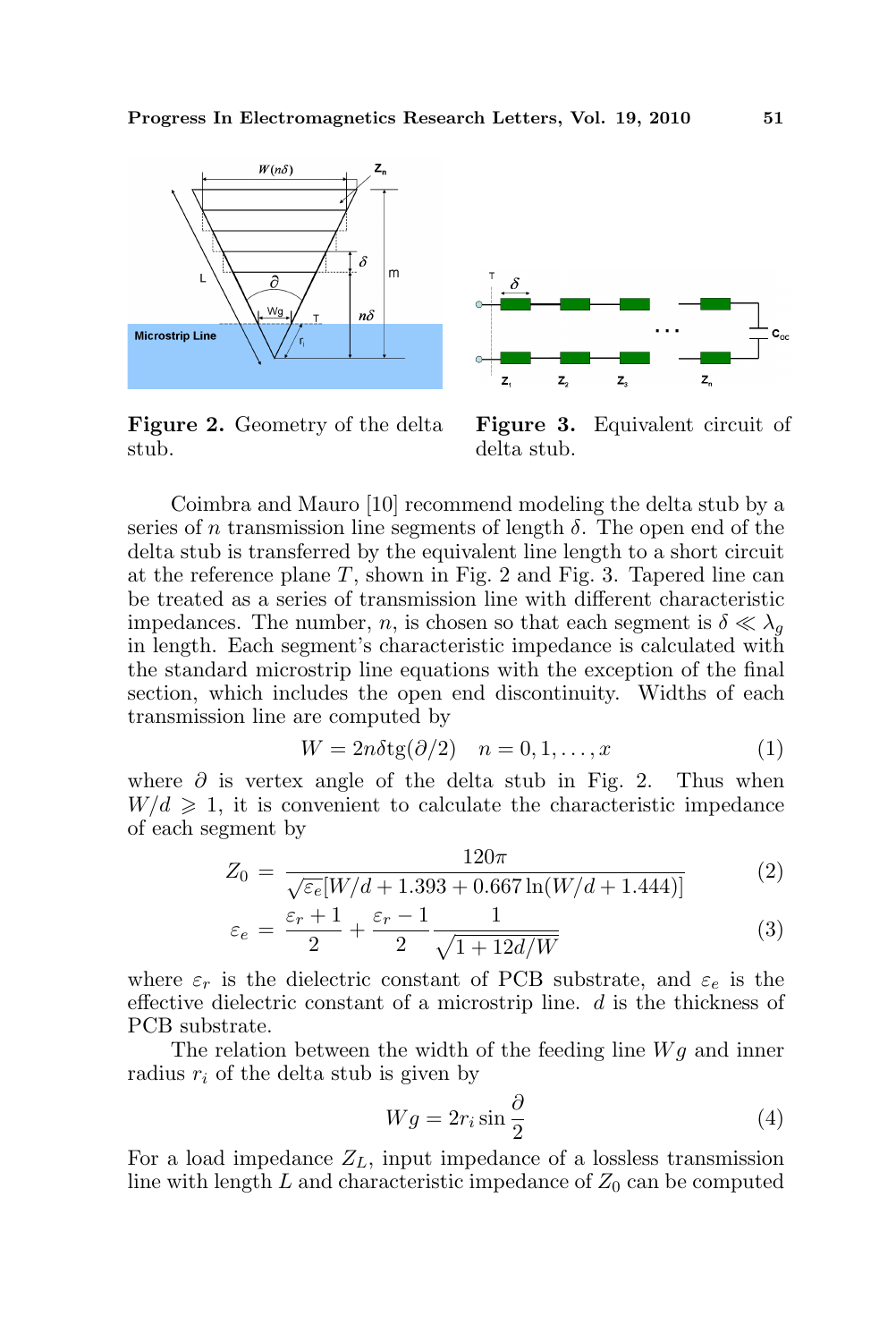**Figure 2.** Geometry of the delta stub.

**Figure 3.** Equivalent circuit of delta stub.

Coimbra and Mauro [10] recommend modeling the delta stub by a series of $n$ transmission line segments of length $\delta$. The open end of the delta stub is transferred by the equivalent line length to a short circuit at the reference plane $T$, shown in Fig. 2 and Fig. 3. Tapered line can be treated as a series of transmission line with different characteristic impedances. The number, $n$, is chosen so that each segment is $\delta \ll \lambda_g$ in length. Each segment's characteristic impedance is calculated with the standard microstrip line equations with the exception of the final section, which includes the open end discontinuity. Widths of each transmission line are computed by

$$W = 2n\delta \text{tg}(\partial/2) \quad n = 0, 1, \ldots, x \tag{1}$$

where $\partial$ is vertex angle of the delta stub in Fig. 2. Thus when $W/d \geqslant 1$, it is convenient to calculate the characteristic impedance of each segment by

$$Z_0 = \frac{120\pi}{\sqrt{\varepsilon_e}[W/d + 1.393 + 0.667 \ln(W/d + 1.444)]} \tag{2}$$

$$\varepsilon_e = \frac{\varepsilon_r + 1}{2} + \frac{\varepsilon_r - 1}{2} \frac{1}{\sqrt{1 + 12d/W}} \tag{3}$$

where $\varepsilon_r$ is the dielectric constant of PCB substrate, and $\varepsilon_e$ is the effective dielectric constant of a microstrip line. $d$ is the thickness of PCB substrate.

The relation between the width of the feeding line $Wg$ and inner radius $r_i$ of the delta stub is given by

$$Wg = 2r_i \sin \frac{\partial}{2} \tag{4}$$

For a load impedance $Z_L$, input impedance of a lossless transmission line with length $L$ and characteristic impedance of $Z_0$ can be computed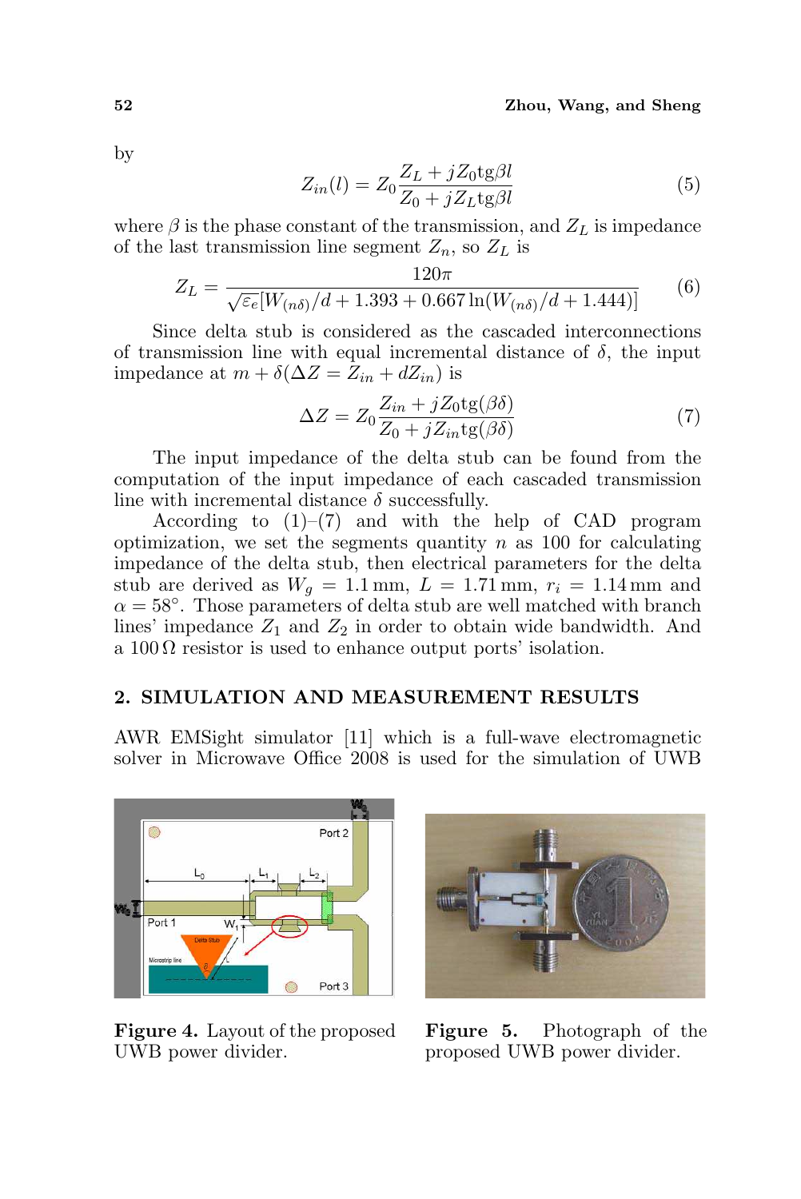by

$$Z_{in}(l) = Z_0 \frac{Z_L + jZ_0 \mathrm{tg}\beta l}{Z_0 + jZ_L \mathrm{tg}\beta l} \tag{5}$$

where $\beta$ is the phase constant of the transmission, and $Z_L$ is impedance of the last transmission line segment $Z_n$, so $Z_L$ is

$$Z_L = \frac{120\pi}{\sqrt{\varepsilon_e}[W_{(n\delta)}/d + 1.393 + 0.667\ln(W_{(n\delta)}/d + 1.444)]} \tag{6}$$

Since delta stub is considered as the cascaded interconnections of transmission line with equal incremental distance of $\delta$, the input impedance at $m + \delta(\Delta Z = Z_{in} + dZ_{in})$ is

$$\Delta Z = Z_0 \frac{Z_{in} + jZ_0 \mathrm{tg}(\beta\delta)}{Z_0 + jZ_{in} \mathrm{tg}(\beta\delta)} \tag{7}$$

The input impedance of the delta stub can be found from the computation of the input impedance of each cascaded transmission line with incremental distance $\delta$ successfully.

According to (1)–(7) and with the help of CAD program optimization, we set the segments quantity $n$ as 100 for calculating impedance of the delta stub, then electrical parameters for the delta stub are derived as $W_g = 1.1$ mm, $L = 1.71$ mm, $r_i = 1.14$ mm and $\alpha = 58°$. Those parameters of delta stub are well matched with branch lines' impedance $Z_1$ and $Z_2$ in order to obtain wide bandwidth. And a 100 Ω resistor is used to enhance output ports' isolation.

## 2. SIMULATION AND MEASUREMENT RESULTS

AWR EMSight simulator [11] which is a full-wave electromagnetic solver in Microwave Office 2008 is used for the simulation of UWB

**Figure 4.** Layout of the proposed UWB power divider.

**Figure 5.** Photograph of the proposed UWB power divider.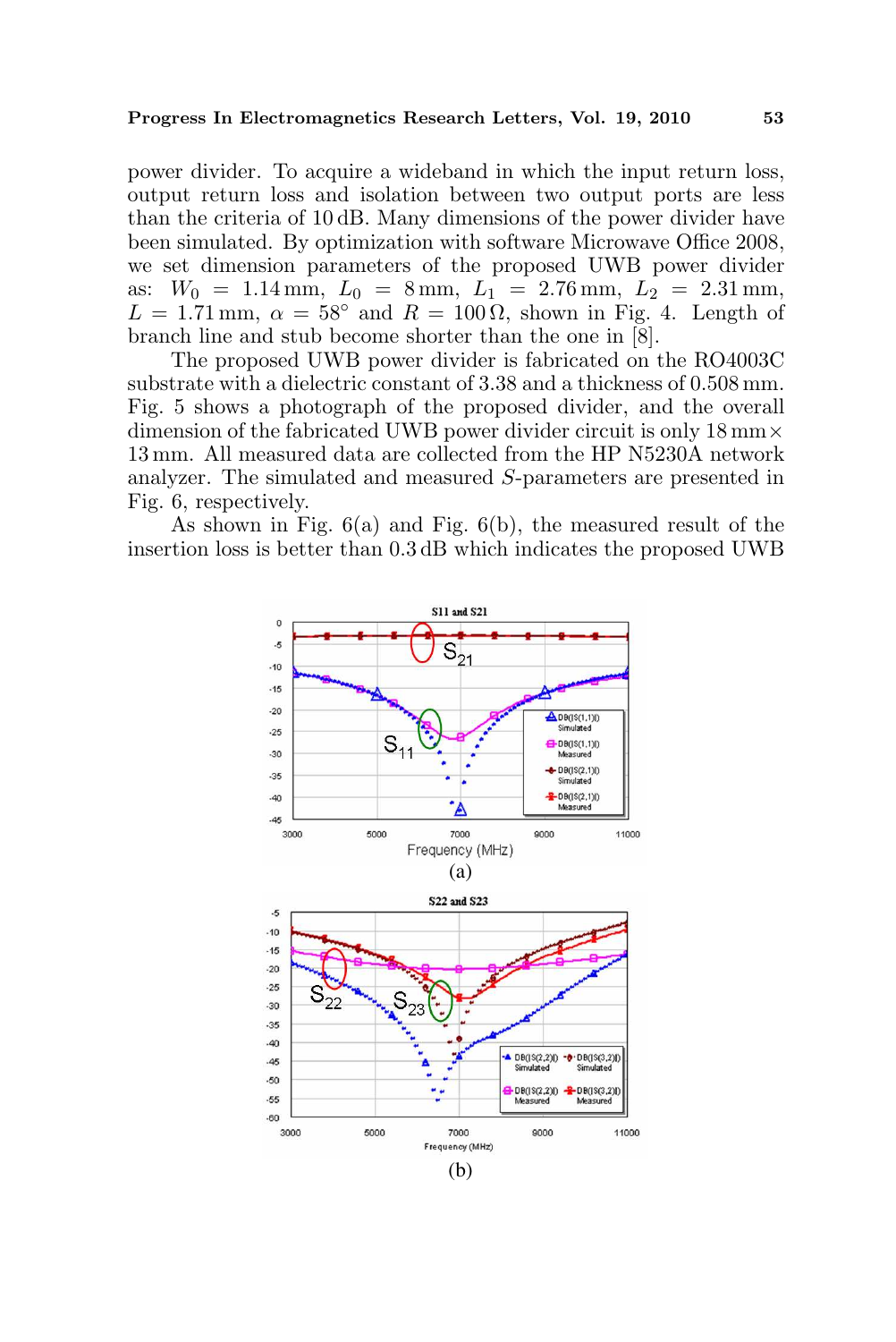power divider. To acquire a wideband in which the input return loss, output return loss and isolation between two output ports are less than the criteria of 10 dB. Many dimensions of the power divider have been simulated. By optimization with software Microwave Office 2008, we set dimension parameters of the proposed UWB power divider as: $W_0 = 1.14$ mm, $L_0 = 8$ mm, $L_1 = 2.76$ mm, $L_2 = 2.31$ mm, $L = 1.71$ mm, $\alpha = 58^\circ$ and $R = 100\,\Omega$, shown in Fig. 4. Length of branch line and stub become shorter than the one in [8].

The proposed UWB power divider is fabricated on the RO4003C substrate with a dielectric constant of 3.38 and a thickness of 0.508 mm. Fig. 5 shows a photograph of the proposed divider, and the overall dimension of the fabricated UWB power divider circuit is only 18 mm $\times$ 13 mm. All measured data are collected from the HP N5230A network analyzer. The simulated and measured $S$-parameters are presented in Fig. 6, respectively.

As shown in Fig. 6(a) and Fig. 6(b), the measured result of the insertion loss is better than 0.3 dB which indicates the proposed UWB

(a)

(b)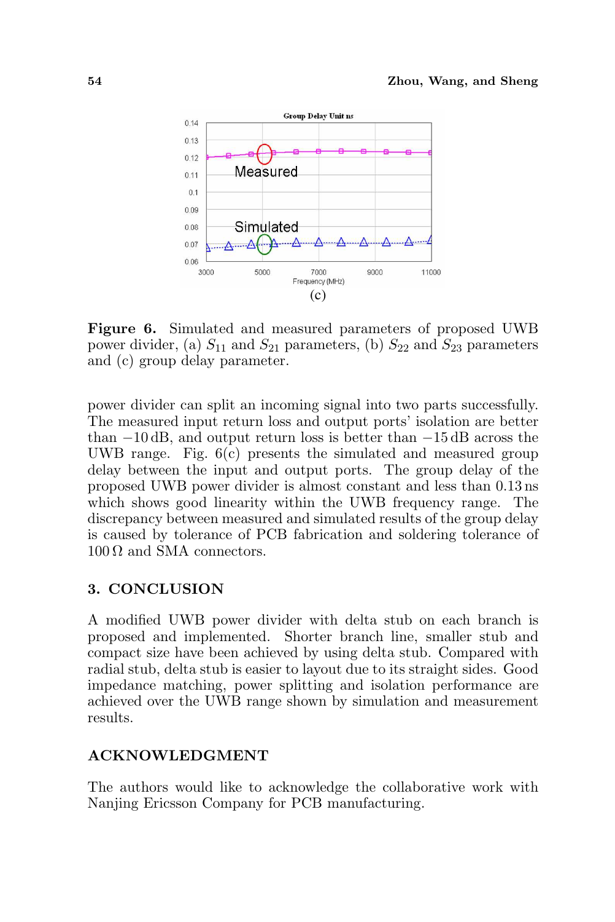(c)

**Figure 6.** Simulated and measured parameters of proposed UWB power divider, (a) $S_{11}$ and $S_{21}$ parameters, (b) $S_{22}$ and $S_{23}$ parameters and (c) group delay parameter.

power divider can split an incoming signal into two parts successfully. The measured input return loss and output ports' isolation are better than $-10$ dB, and output return loss is better than $-15$ dB across the UWB range. Fig. 6(c) presents the simulated and measured group delay between the input and output ports. The group delay of the proposed UWB power divider is almost constant and less than 0.13 ns which shows good linearity within the UWB frequency range. The discrepancy between measured and simulated results of the group delay is caused by tolerance of PCB fabrication and soldering tolerance of 100 Ω and SMA connectors.

## 3. CONCLUSION

A modified UWB power divider with delta stub on each branch is proposed and implemented. Shorter branch line, smaller stub and compact size have been achieved by using delta stub. Compared with radial stub, delta stub is easier to layout due to its straight sides. Good impedance matching, power splitting and isolation performance are achieved over the UWB range shown by simulation and measurement results.

## ACKNOWLEDGMENT

The authors would like to acknowledge the collaborative work with Nanjing Ericsson Company for PCB manufacturing.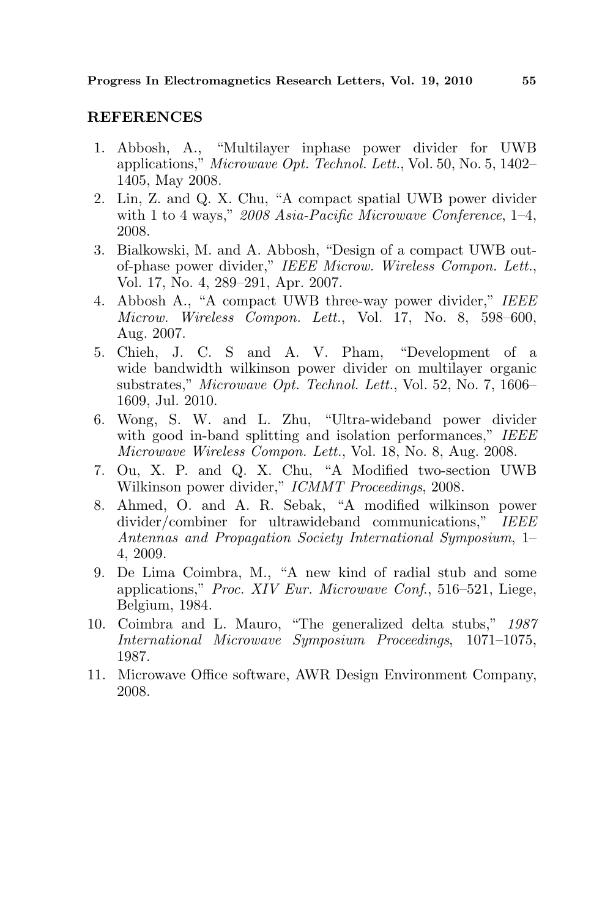## REFERENCES

1. Abbosh, A., "Multilayer inphase power divider for UWB applications," *Microwave Opt. Technol. Lett.*, Vol. 50, No. 5, 1402–1405, May 2008.
2. Lin, Z. and Q. X. Chu, "A compact spatial UWB power divider with 1 to 4 ways," *2008 Asia-Pacific Microwave Conference*, 1–4, 2008.
3. Bialkowski, M. and A. Abbosh, "Design of a compact UWB out-of-phase power divider," *IEEE Microw. Wireless Compon. Lett.*, Vol. 17, No. 4, 289–291, Apr. 2007.
4. Abbosh A., "A compact UWB three-way power divider," *IEEE Microw. Wireless Compon. Lett.*, Vol. 17, No. 8, 598–600, Aug. 2007.
5. Chieh, J. C. S and A. V. Pham, "Development of a wide bandwidth wilkinson power divider on multilayer organic substrates," *Microwave Opt. Technol. Lett.*, Vol. 52, No. 7, 1606–1609, Jul. 2010.
6. Wong, S. W. and L. Zhu, "Ultra-wideband power divider with good in-band splitting and isolation performances," *IEEE Microwave Wireless Compon. Lett.*, Vol. 18, No. 8, Aug. 2008.
7. Ou, X. P. and Q. X. Chu, "A Modified two-section UWB Wilkinson power divider," *ICMMT Proceedings*, 2008.
8. Ahmed, O. and A. R. Sebak, "A modified wilkinson power divider/combiner for ultrawideband communications," *IEEE Antennas and Propagation Society International Symposium*, 1–4, 2009.
9. De Lima Coimbra, M., "A new kind of radial stub and some applications," *Proc. XIV Eur. Microwave Conf.*, 516–521, Liege, Belgium, 1984.
10. Coimbra and L. Mauro, "The generalized delta stubs," *1987 International Microwave Symposium Proceedings*, 1071–1075, 1987.
11. Microwave Office software, AWR Design Environment Company, 2008.